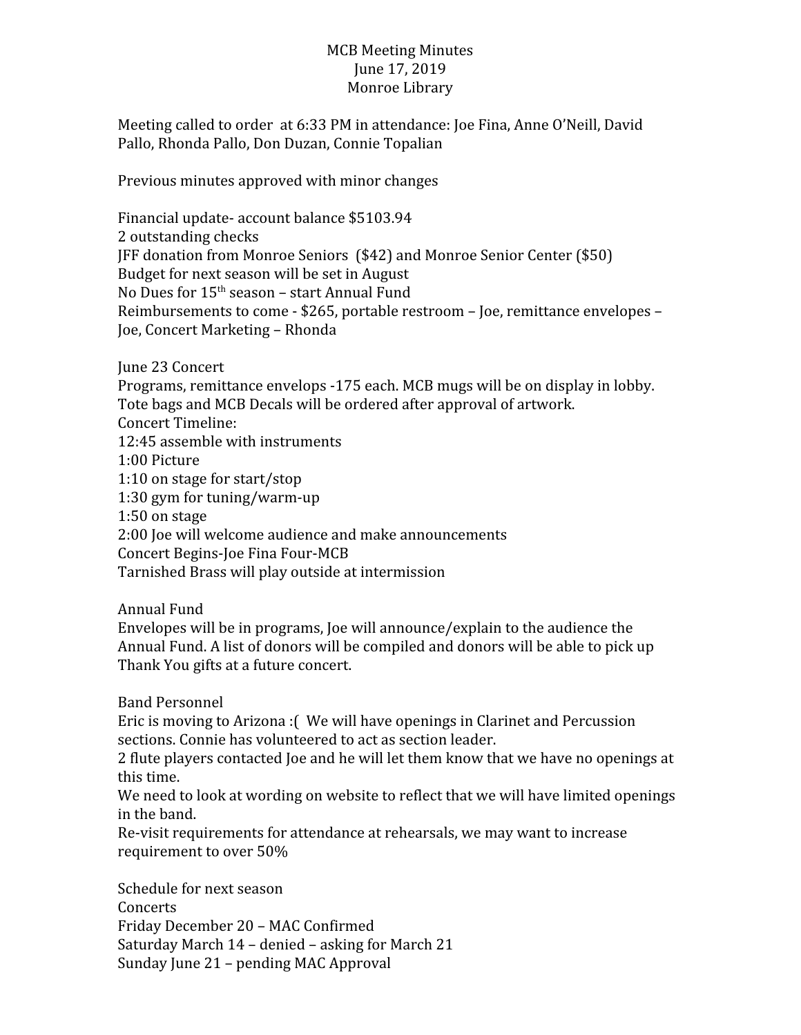MCB Meeting Minutes
June 17, 2019
Monroe Library

Meeting called to order at 6:33 PM in attendance: Joe Fina, Anne O'Neill, David Pallo, Rhonda Pallo, Don Duzan, Connie Topalian

Previous minutes approved with minor changes

Financial update- account balance $5103.94
2 outstanding checks
JFF donation from Monroe Seniors ($42) and Monroe Senior Center ($50)
Budget for next season will be set in August
No Dues for 15th season – start Annual Fund
Reimbursements to come - $265, portable restroom – Joe, remittance envelopes – Joe, Concert Marketing – Rhonda

June 23 Concert
Programs, remittance envelops -175 each. MCB mugs will be on display in lobby.
Tote bags and MCB Decals will be ordered after approval of artwork.
Concert Timeline:
12:45 assemble with instruments
1:00 Picture
1:10 on stage for start/stop
1:30 gym for tuning/warm-up
1:50 on stage
2:00 Joe will welcome audience and make announcements
Concert Begins-Joe Fina Four-MCB
Tarnished Brass will play outside at intermission

Annual Fund
Envelopes will be in programs, Joe will announce/explain to the audience the Annual Fund. A list of donors will be compiled and donors will be able to pick up Thank You gifts at a future concert.

Band Personnel
Eric is moving to Arizona :( We will have openings in Clarinet and Percussion sections. Connie has volunteered to act as section leader.
2 flute players contacted Joe and he will let them know that we have no openings at this time.
We need to look at wording on website to reflect that we will have limited openings in the band.
Re-visit requirements for attendance at rehearsals, we may want to increase requirement to over 50%

Schedule for next season
Concerts
Friday December 20 – MAC Confirmed
Saturday March 14 – denied – asking for March 21
Sunday June 21 – pending MAC Approval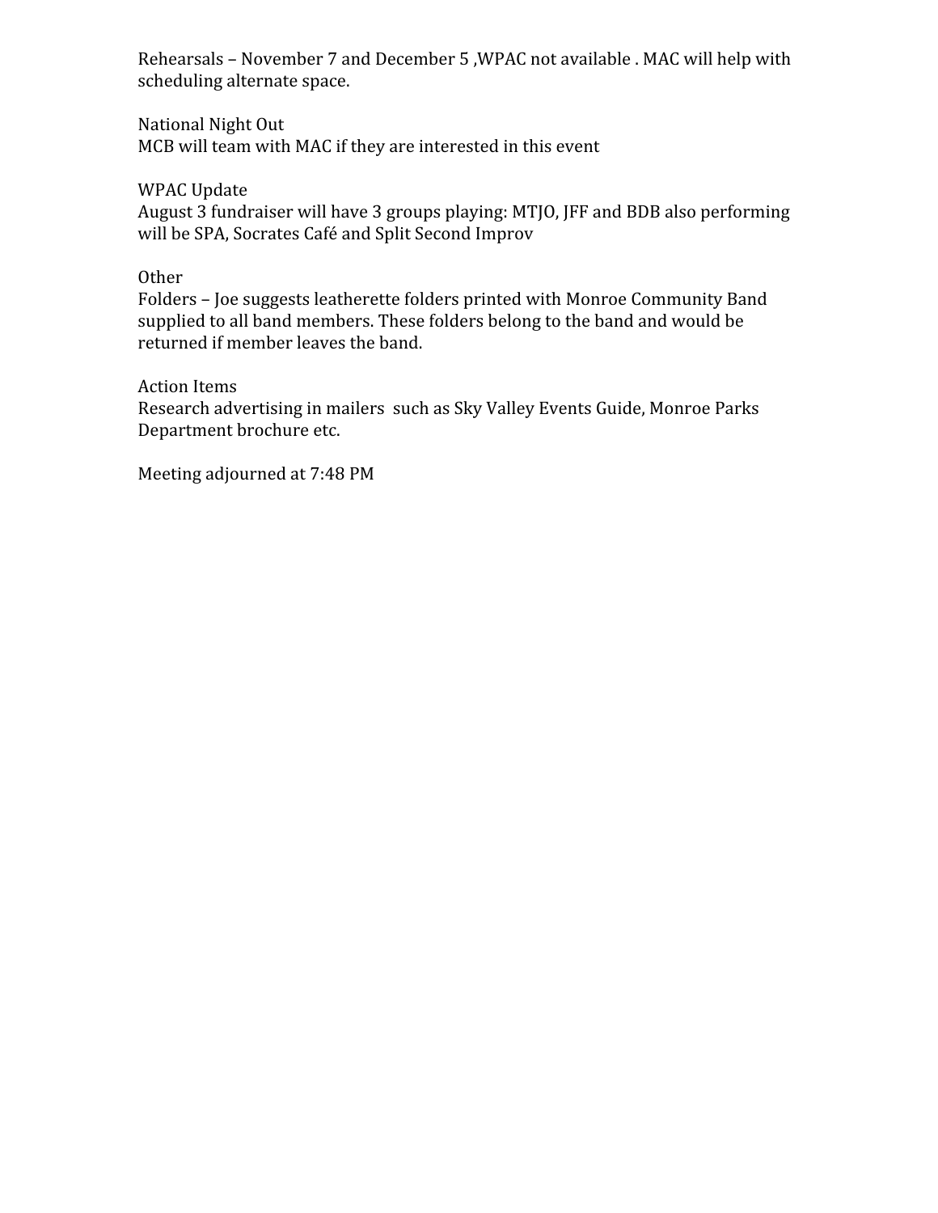Rehearsals – November 7 and December 5 ,WPAC not available . MAC will help with scheduling alternate space.

National Night Out
MCB will team with MAC if they are interested in this event

WPAC Update
August 3 fundraiser will have 3 groups playing: MTJO, JFF and BDB also performing will be SPA, Socrates Café and Split Second Improv

Other
Folders – Joe suggests leatherette folders printed with Monroe Community Band supplied to all band members. These folders belong to the band and would be returned if member leaves the band.

Action Items
Research advertising in mailers such as Sky Valley Events Guide, Monroe Parks Department brochure etc.

Meeting adjourned at 7:48 PM